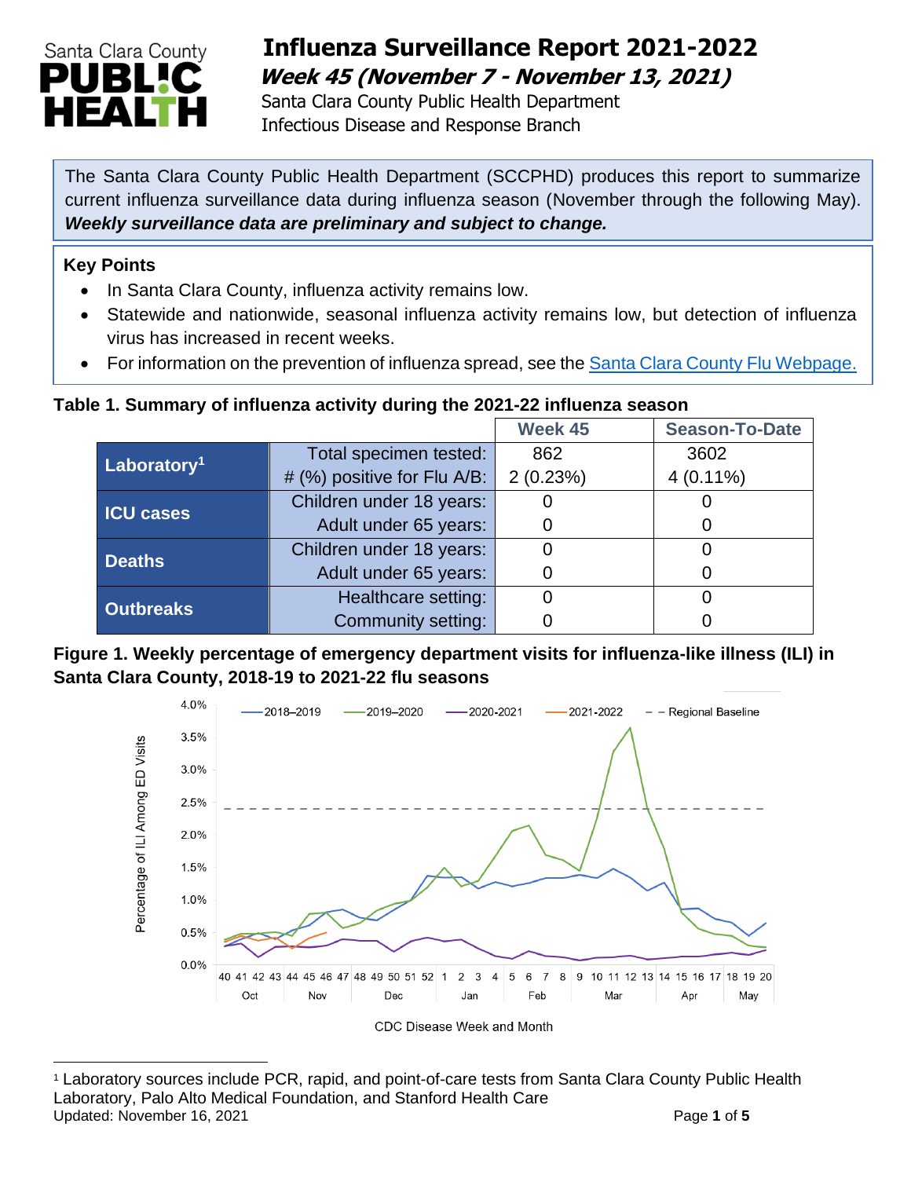# Influenza Surveillance Report 2021-2022

## *Week 45 (November 7 - November 13, 2021)*

Santa Clara County Public Health Department
Infectious Disease and Response Branch

The Santa Clara County Public Health Department (SCCPHD) produces this report to summarize current influenza surveillance data during influenza season (November through the following May). ***Weekly surveillance data are preliminary and subject to change.***

### Key Points

- In Santa Clara County, influenza activity remains low.
- Statewide and nationwide, seasonal influenza activity remains low, but detection of influenza virus has increased in recent weeks.
- For information on the prevention of influenza spread, see the [Santa Clara County Flu Webpage.](#)

**Table 1. Summary of influenza activity during the 2021-22 influenza season**

| | | Week 45 | Season-To-Date |
|---|---|---|---|
| **Laboratory[1]** | Total specimen tested: | 862 | 3602 |
| | # (%) positive for Flu A/B: | 2 (0.23%) | 4 (0.11%) |
| **ICU cases** | Children under 18 years: | 0 | 0 |
| | Adult under 65 years: | 0 | 0 |
| **Deaths** | Children under 18 years: | 0 | 0 |
| | Adult under 65 years: | 0 | 0 |
| **Outbreaks** | Healthcare setting: | 0 | 0 |
| | Community setting: | 0 | 0 |

**Figure 1. Weekly percentage of emergency department visits for influenza-like illness (ILI) in Santa Clara County, 2018-19 to 2021-22 flu seasons**

[1] Laboratory sources include PCR, rapid, and point-of-care tests from Santa Clara County Public Health Laboratory, Palo Alto Medical Foundation, and Stanford Health Care

Updated: November 16, 2021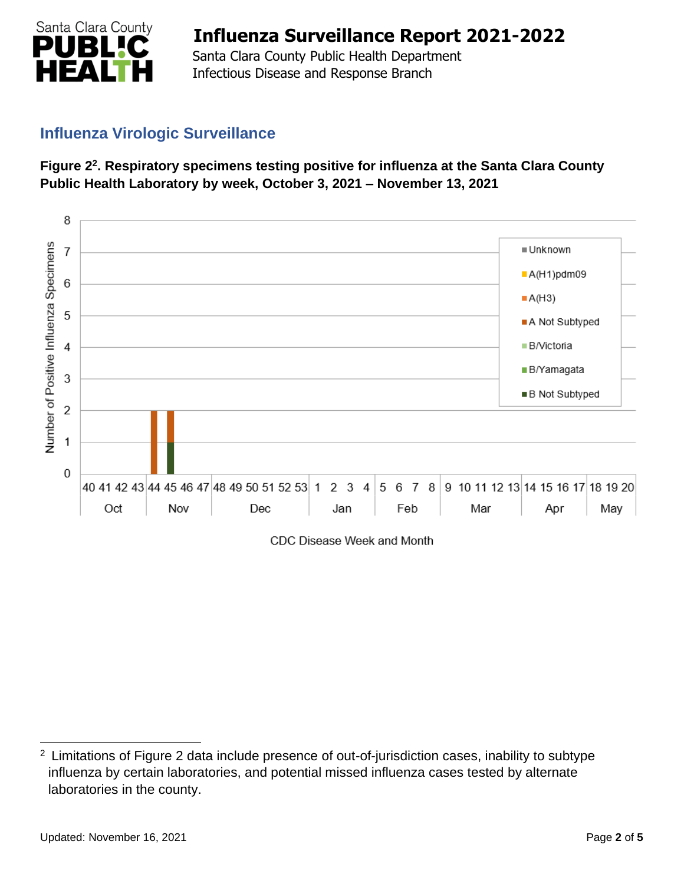## Influenza Virologic Surveillance

**Figure 2[2]. Respiratory specimens testing positive for influenza at the Santa Clara County Public Health Laboratory by week, October 3, 2021 – November 13, 2021**

Number of Positive Influenza Specimens

Legend: Unknown; A(H1)pdm09; A(H3); A Not Subtyped; B/Victoria; B/Yamagata; B Not Subtyped

CDC Disease Week and Month

---

[2] Limitations of Figure 2 data include presence of out-of-jurisdiction cases, inability to subtype influenza by certain laboratories, and potential missed influenza cases tested by alternate laboratories in the county.

Updated: November 16, 2021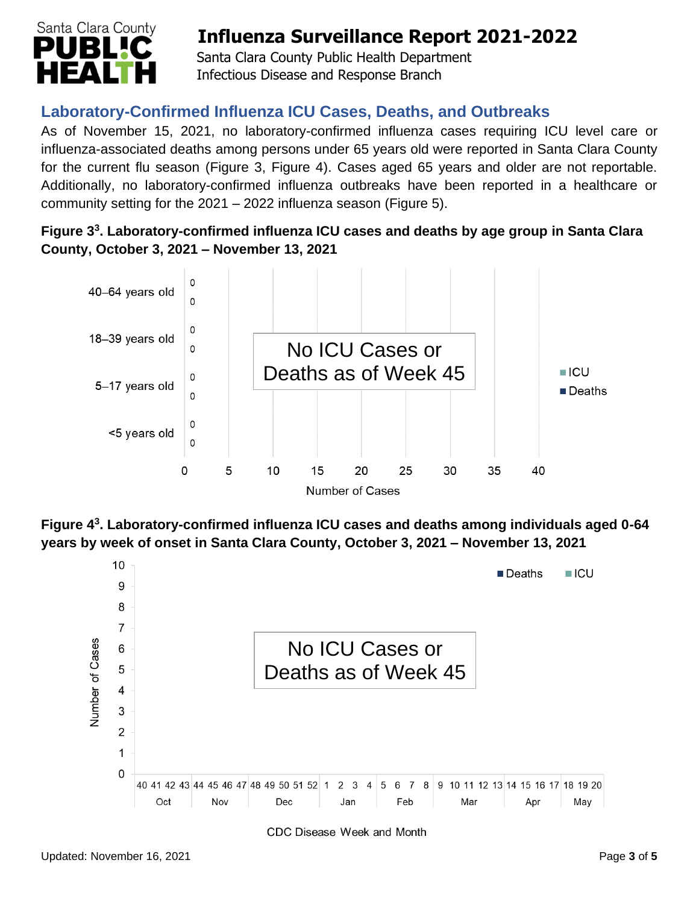## Laboratory-Confirmed Influenza ICU Cases, Deaths, and Outbreaks

As of November 15, 2021, no laboratory-confirmed influenza cases requiring ICU level care or influenza-associated deaths among persons under 65 years old were reported in Santa Clara County for the current flu season (Figure 3, Figure 4). Cases aged 65 years and older are not reportable. Additionally, no laboratory-confirmed influenza outbreaks have been reported in a healthcare or community setting for the 2021 – 2022 influenza season (Figure 5).

**Figure 3[3]. Laboratory-confirmed influenza ICU cases and deaths by age group in Santa Clara County, October 3, 2021 – November 13, 2021**

No ICU Cases or Deaths as of Week 45

| Age group | ICU | Deaths |
|---|---|---|
| 40–64 years old | 0 | 0 |
| 18–39 years old | 0 | 0 |
| 5–17 years old | 0 | 0 |
| <5 years old | 0 | 0 |

**Figure 4[3]. Laboratory-confirmed influenza ICU cases and deaths among individuals aged 0-64 years by week of onset in Santa Clara County, October 3, 2021 – November 13, 2021**

No ICU Cases or Deaths as of Week 45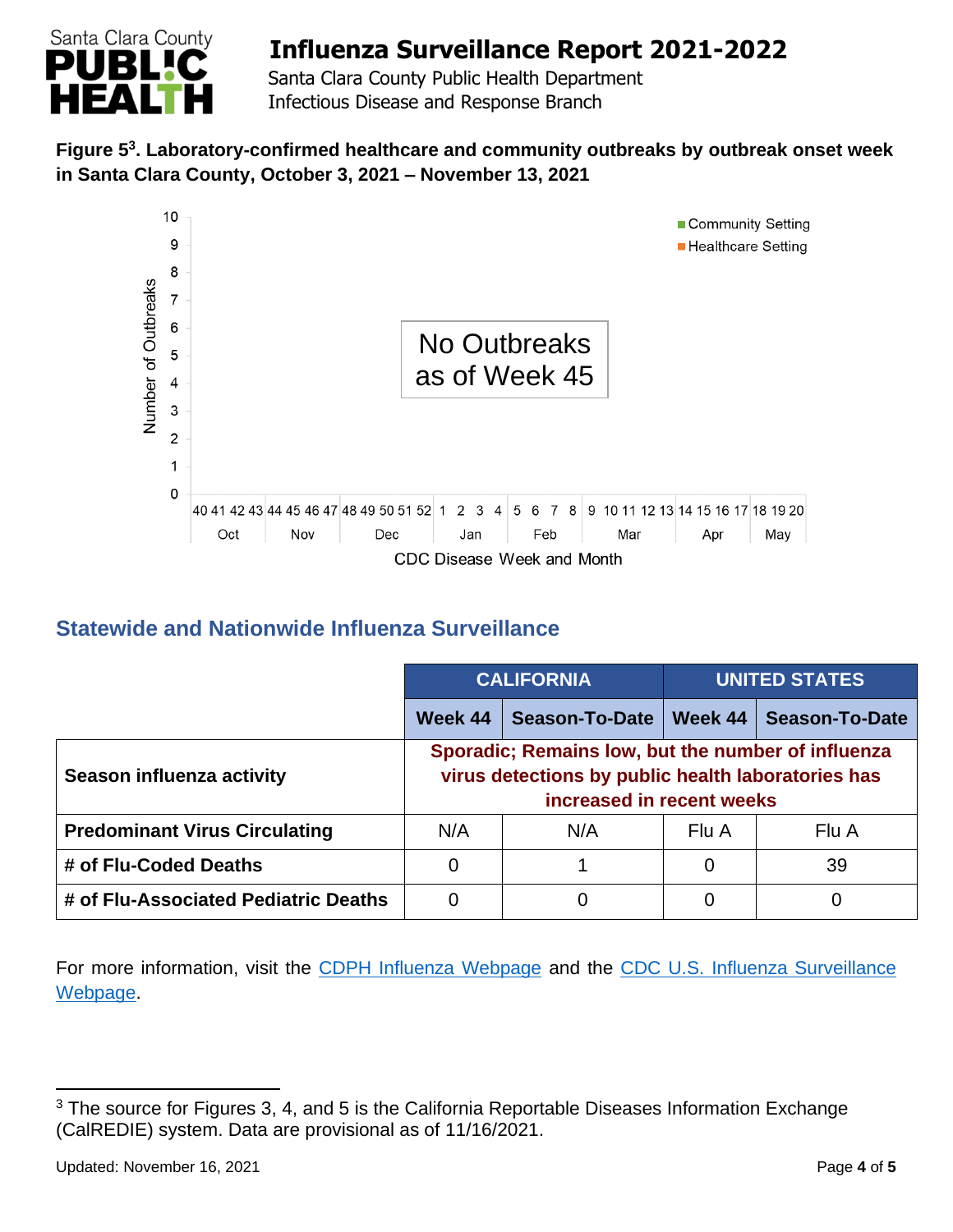**Figure 5[3]. Laboratory-confirmed healthcare and community outbreaks by outbreak onset week in Santa Clara County, October 3, 2021 – November 13, 2021**

No Outbreaks as of Week 45

## Statewide and Nationwide Influenza Surveillance

| | CALIFORNIA | | UNITED STATES | |
|---|---|---|---|---|
| | **Week 44** | **Season-To-Date** | **Week 44** | **Season-To-Date** |
| **Season influenza activity** | Sporadic; Remains low, but the number of influenza virus detections by public health laboratories has increased in recent weeks | | | |
| **Predominant Virus Circulating** | N/A | N/A | Flu A | Flu A |
| **# of Flu-Coded Deaths** | 0 | 1 | 0 | 39 |
| **# of Flu-Associated Pediatric Deaths** | 0 | 0 | 0 | 0 |

For more information, visit the CDPH Influenza Webpage and the CDC U.S. Influenza Surveillance Webpage.

[3] The source for Figures 3, 4, and 5 is the California Reportable Diseases Information Exchange (CalREDIE) system. Data are provisional as of 11/16/2021.

Updated: November 16, 2021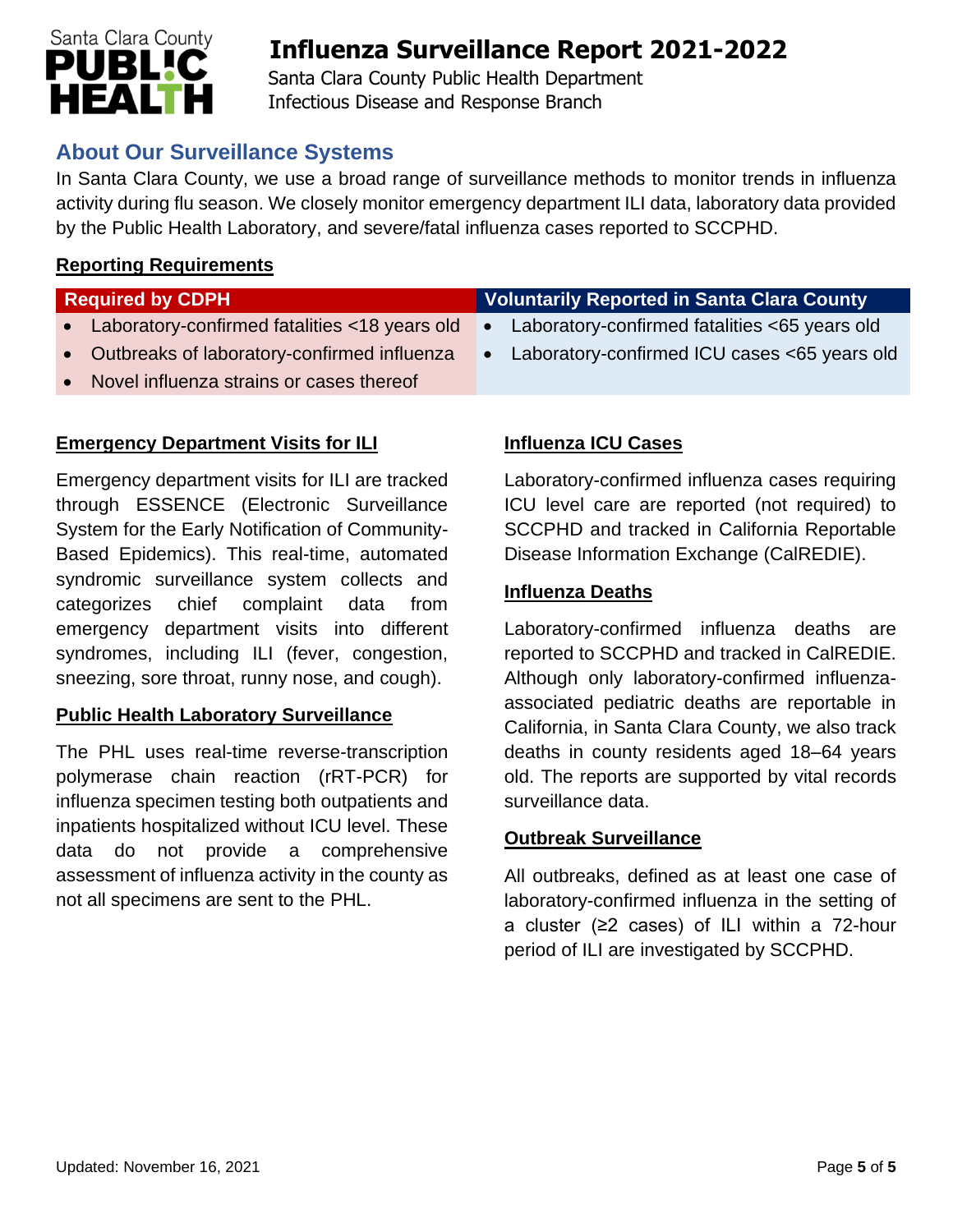# Influenza Surveillance Report 2021-2022

Santa Clara County Public Health Department
Infectious Disease and Response Branch

## About Our Surveillance Systems

In Santa Clara County, we use a broad range of surveillance methods to monitor trends in influenza activity during flu season. We closely monitor emergency department ILI data, laboratory data provided by the Public Health Laboratory, and severe/fatal influenza cases reported to SCCPHD.

### Reporting Requirements

| Required by CDPH | Voluntarily Reported in Santa Clara County |
| --- | --- |
| • Laboratory-confirmed fatalities <18 years old | • Laboratory-confirmed fatalities <65 years old |
| • Outbreaks of laboratory-confirmed influenza | • Laboratory-confirmed ICU cases <65 years old |
| • Novel influenza strains or cases thereof | |

### Emergency Department Visits for ILI

Emergency department visits for ILI are tracked through ESSENCE (Electronic Surveillance System for the Early Notification of Community-Based Epidemics). This real-time, automated syndromic surveillance system collects and categorizes chief complaint data from emergency department visits into different syndromes, including ILI (fever, congestion, sneezing, sore throat, runny nose, and cough).

### Public Health Laboratory Surveillance

The PHL uses real-time reverse-transcription polymerase chain reaction (rRT-PCR) for influenza specimen testing both outpatients and inpatients hospitalized without ICU level. These data do not provide a comprehensive assessment of influenza activity in the county as not all specimens are sent to the PHL.

### Influenza ICU Cases

Laboratory-confirmed influenza cases requiring ICU level care are reported (not required) to SCCPHD and tracked in California Reportable Disease Information Exchange (CalREDIE).

### Influenza Deaths

Laboratory-confirmed influenza deaths are reported to SCCPHD and tracked in CalREDIE. Although only laboratory-confirmed influenza-associated pediatric deaths are reportable in California, in Santa Clara County, we also track deaths in county residents aged 18–64 years old. The reports are supported by vital records surveillance data.

### Outbreak Surveillance

All outbreaks, defined as at least one case of laboratory-confirmed influenza in the setting of a cluster (≥2 cases) of ILI within a 72-hour period of ILI are investigated by SCCPHD.

Updated: November 16, 2021